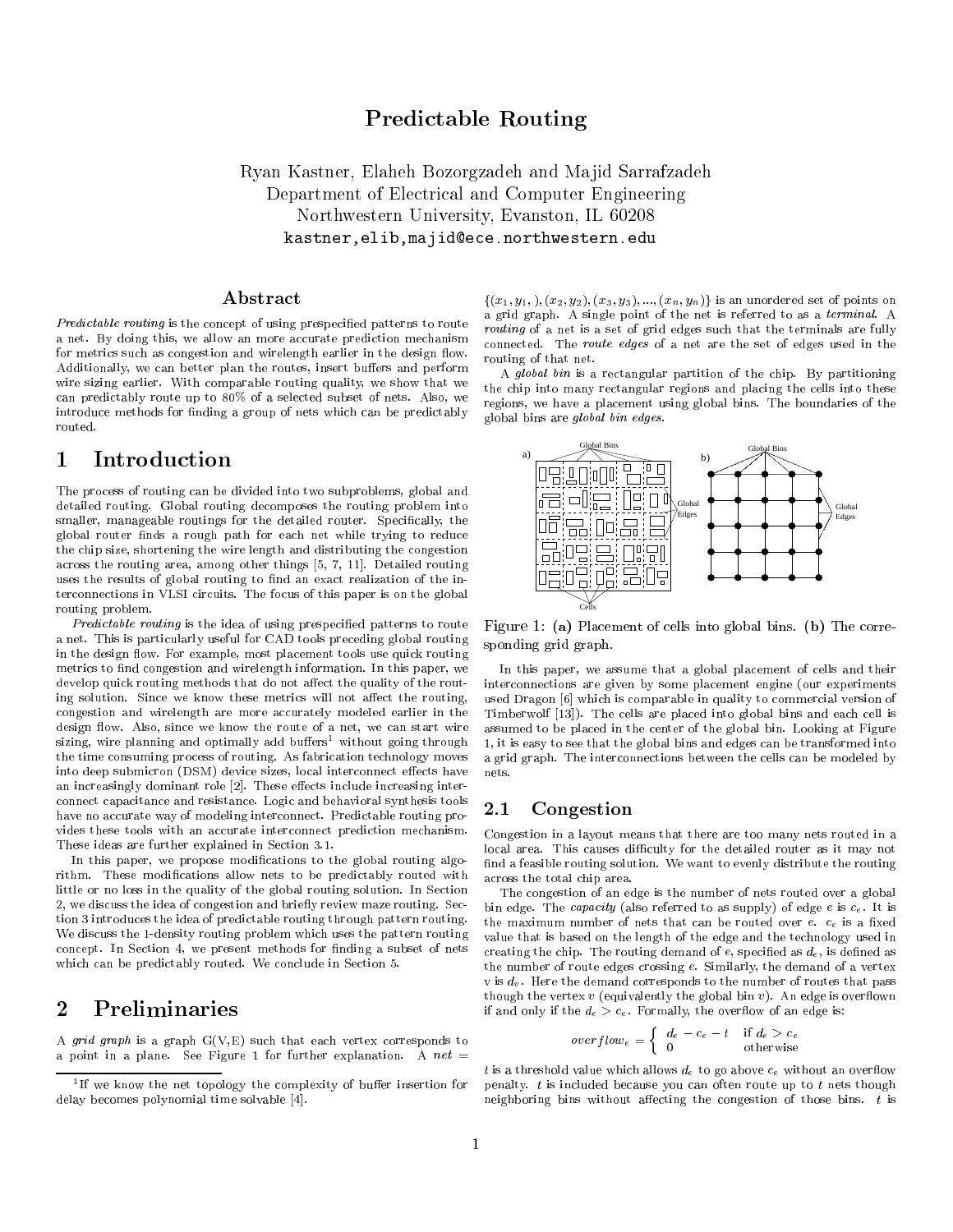# Predictable Routing

Ryan Kastner, Elaheh Bozorgzadeh and Majid Sarrafzadeh
Department of Electrical and Computer Engineering
Northwestern University, Evanston, IL 60208
kastner,elib,majid@ece.northwestern.edu

## Abstract

*Predictable routing* is the concept of using prespecified patterns to route a net. By doing this, we allow an more accurate prediction mechanism for metrics such as congestion and wirelength earlier in the design flow. Additionally, we can better plan the routes, insert buffers and perform wire sizing earlier. With comparable routing quality, we show that we can predictably route up to 80% of a selected subset of nets. Also, we introduce methods for finding a group of nets which can be predictably routed.

# 1 Introduction

The process of routing can be divided into two subproblems, global and detailed routing. Global routing decomposes the routing problem into smaller, manageable routings for the detailed router. Specifically, the global router finds a rough path for each net while trying to reduce the chip size, shortening the wire length and distributing the congestion across the routing area, among other things [5, 7, 11]. Detailed routing uses the results of global routing to find an exact realization of the interconnections in VLSI circuits. The focus of this paper is on the global routing problem.

*Predictable routing* is the idea of using prespecified patterns to route a net. This is particularly useful for CAD tools preceding global routing in the design flow. For example, most placement tools use quick routing metrics to find congestion and wirelength information. In this paper, we develop quick routing methods that do not affect the quality of the routing solution. Since we know these metrics will not affect the routing, congestion and wirelength are more accurately modeled earlier in the design flow. Also, since we know the route of a net, we can start wire sizing, wire planning and optimally add buffers[1] without going through the time consuming process of routing. As fabrication technology moves into deep submicron (DSM) device sizes, local interconnect effects have an increasingly dominant role [2]. These effects include increasing interconnect capacitance and resistance. Logic and behavioral synthesis tools have no accurate way of modeling interconnect. Predictable routing provides these tools with an accurate interconnect prediction mechanism. These ideas are further explained in Section 3.1.

In this paper, we propose modifications to the global routing algorithm. These modifications allow nets to be predictably routed with little or no loss in the quality of the global routing solution. In Section 2, we discuss the idea of congestion and briefly review maze routing. Section 3 introduces the idea of predictable routing through pattern routing. We discuss the 1-density routing problem which uses the pattern routing concept. In Section 4, we present methods for finding a subset of nets which can be predictably routed. We conclude in Section 5.

# 2 Preliminaries

A *grid graph* is a graph G(V,E) such that each vertex corresponds to a point in a plane. See Figure 1 for further explanation. A *net* = $\{(x_1, y_1,), (x_2, y_2), (x_3, y_3), ..., (x_n, y_n)\}$ is an unordered set of points on a grid graph. A single point of the net is referred to as a *terminal*. A *routing* of a net is a set of grid edges such that the terminals are fully connected. The *route edges* of a net are the set of edges used in the routing of that net.

A *global bin* is a rectangular partition of the chip. By partitioning the chip into many rectangular regions and placing the cells into these regions, we have a placement using global bins. The boundaries of the global bins are *global bin edges*.

Figure 1: **(a)** Placement of cells into global bins. **(b)** The corresponding grid graph.

In this paper, we assume that a global placement of cells and their interconnections are given by some placement engine (our experiments used Dragon [6] which is comparable in quality to commercial version of Timberwolf [13]). The cells are placed into global bins and each cell is assumed to be placed in the center of the global bin. Looking at Figure 1, it is easy to see that the global bins and edges can be transformed into a grid graph. The interconnections between the cells can be modeled by nets.

## 2.1 Congestion

Congestion in a layout means that there are too many nets routed in a local area. This causes difficulty for the detailed router as it may not find a feasible routing solution. We want to evenly distribute the routing across the total chip area.

The congestion of an edge is the number of nets routed over a global bin edge. The *capacity* (also referred to as supply) of edge $e$ is $c_e$. It is the maximum number of nets that can be routed over $e$. $c_e$ is a fixed value that is based on the length of the edge and the technology used in creating the chip. The routing demand of $e$, specified as $d_e$, is defined as the number of route edges crossing $e$. Similarly, the demand of a vertex v is $d_v$. Here the demand corresponds to the number of routes that pass though the vertex $v$ (equivalently the global bin $v$). An edge is overflown if and only if the $d_e > c_e$. Formally, the overflow of an edge is:

$$overflow_e = \begin{cases} d_e - c_e - t & \text{if } d_e > c_e \\ 0 & \text{otherwise} \end{cases}$$

$t$ is a threshold value which allows $d_e$ to go above $c_e$ without an overflow penalty. $t$ is included because you can often route up to $t$ nets though neighboring bins without affecting the congestion of those bins. $t$ is

[1] If we know the net topology the complexity of buffer insertion for delay becomes polynomial time solvable [4].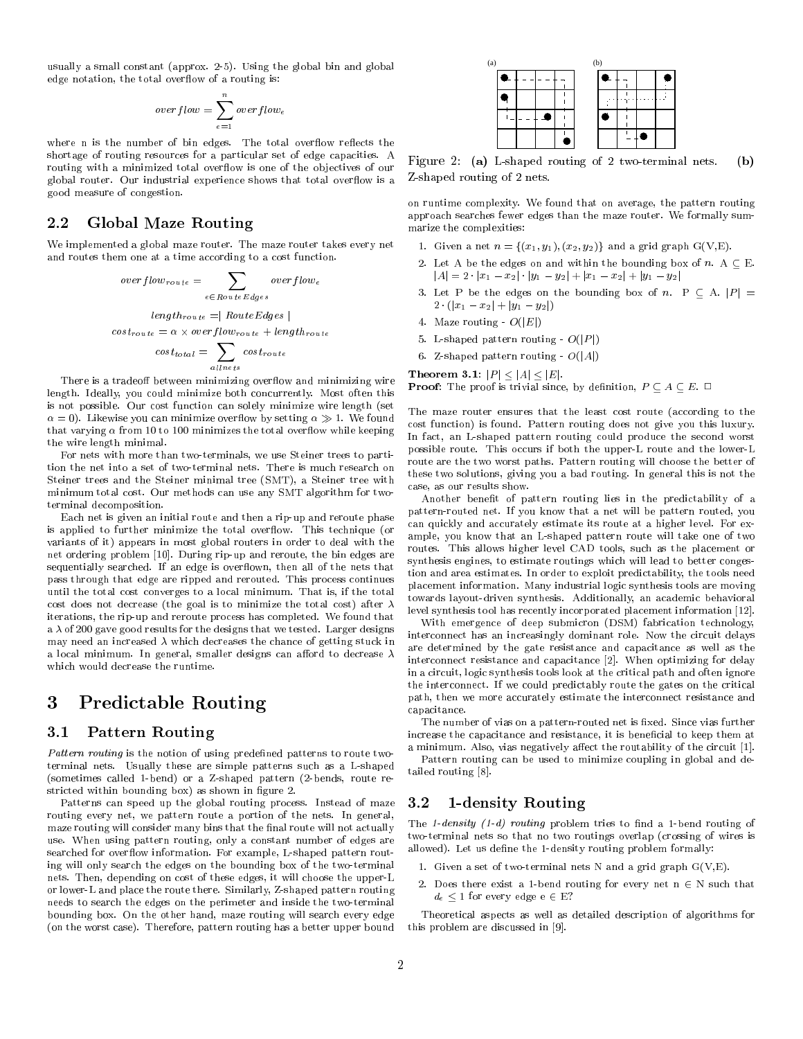usually a small constant (approx. 2-5). Using the global bin and global edge notation, the total overflow of a routing is:

$$overflow = \sum_{e=1}^{n} overflow_e$$

where n is the number of bin edges. The total overflow reflects the shortage of routing resources for a particular set of edge capacities. A routing with a minimized total overflow is one of the objectives of our global router. Our industrial experience shows that total overflow is a good measure of congestion.

## 2.2 Global Maze Routing

We implemented a global maze router. The maze router takes every net and routes them one at a time according to a cost function.

$$overflow_{route} = \sum_{e \in RouteEdges} overflow_e$$

$$length_{route} = |\ RouteEdges\ |$$

$$cost_{route} = \alpha \times overflow_{route} + length_{route}$$

$$cost_{total} = \sum_{allnets} cost_{route}$$

There is a tradeoff between minimizing overflow and minimizing wire length. Ideally, you could minimize both concurrently. Most often this is not possible. Our cost function can solely minimize wire length (set $\alpha = 0$). Likewise you can minimize overflow by setting $\alpha \gg 1$. We found that varying $\alpha$ from 10 to 100 minimizes the total overflow while keeping the wire length minimal.

For nets with more than two-terminals, we use Steiner trees to partition the net into a set of two-terminal nets. There is much research on Steiner trees and the Steiner minimal tree (SMT), a Steiner tree with minimum total cost. Our methods can use any SMT algorithm for two-terminal decomposition.

Each net is given an initial route and then a rip-up and reroute phase is applied to further minimize the total overflow. This technique (or variants of it) appears in most global routers in order to deal with the net ordering problem [10]. During rip-up and reroute, the bin edges are sequentially searched. If an edge is overflown, then all of the nets that pass through that edge are ripped and rerouted. This process continues until the total cost converges to a local minimum. That is, if the total cost does not decrease (the goal is to minimize the total cost) after $\lambda$ iterations, the rip-up and reroute process has completed. We found that a $\lambda$ of 200 gave good results for the designs that we tested. Larger designs may need an increased $\lambda$ which decreases the chance of getting stuck in a local minimum. In general, smaller designs can afford to decrease $\lambda$ which would decrease the runtime.

# 3 Predictable Routing

## 3.1 Pattern Routing

*Pattern routing* is the notion of using predefined patterns to route two-terminal nets. Usually these are simple patterns such as a L-shaped (sometimes called 1-bend) or a Z-shaped pattern (2-bends, route restricted within bounding box) as shown in figure 2.

Patterns can speed up the global routing process. Instead of maze routing every net, we pattern route a portion of the nets. In general, maze routing will consider many bins that the final route will not actually use. When using pattern routing, only a constant number of edges are searched for overflow information. For example, L-shaped pattern routing will only search the edges on the bounding box of the two-terminal nets. Then, depending on cost of these edges, it will choose the upper-L or lower-L and place the route there. Similarly, Z-shaped pattern routing needs to search the edges on the perimeter and inside the two-terminal bounding box. On the other hand, maze routing will search every edge (on the worst case). Therefore, pattern routing has a better upper bound on runtime complexity. We found that on average, the pattern routing approach searches fewer edges than the maze router. We formally summarize the complexities:

Figure 2: **(a)** L-shaped routing of 2 two-terminal nets. **(b)** Z-shaped routing of 2 nets.

1. Given a net $n = \{(x_1, y_1), (x_2, y_2)\}$ and a grid graph G(V,E).
2. Let A be the edges on and within the bounding box of $n$. $A \subseteq E$. $|A| = 2 \cdot |x_1 - x_2| \cdot |y_1 - y_2| + |x_1 - x_2| + |y_1 - y_2|$
3. Let P be the edges on the bounding box of $n$. $P \subseteq A$. $|P| = 2 \cdot (|x_1 - x_2| + |y_1 - y_2|)$
4. Maze routing - $O(|E|)$
5. L-shaped pattern routing - $O(|P|)$
6. Z-shaped pattern routing - $O(|A|)$

**Theorem 3.1**: $|P| \leq |A| \leq |E|$.
**Proof**: The proof is trivial since, by definition, $P \subseteq A \subseteq E$. □

The maze router ensures that the least cost route (according to the cost function) is found. Pattern routing does not give you this luxury. In fact, an L-shaped pattern routing could produce the second worst possible route. This occurs if both the upper-L route and the lower-L route are the two worst paths. Pattern routing will choose the better of these two solutions, giving you a bad routing. In general this is not the case, as our results show.

Another benefit of pattern routing lies in the predictability of a pattern-routed net. If you know that a net will be pattern routed, you can quickly and accurately estimate its route at a higher level. For example, you know that an L-shaped pattern route will take one of two routes. This allows higher level CAD tools, such as the placement or synthesis engines, to estimate routings which will lead to better congestion and area estimates. In order to exploit predictability, the tools need placement information. Many industrial logic synthesis tools are moving towards layout-driven synthesis. Additionally, an academic behavioral level synthesis tool has recently incorporated placement information [12].

With emergence of deep submicron (DSM) fabrication technology, interconnect has an increasingly dominant role. Now the circuit delays are determined by the gate resistance and capacitance as well as the interconnect resistance and capacitance [2]. When optimizing for delay in a circuit, logic synthesis tools look at the critical path and often ignore the interconnect. If we could predictably route the gates on the critical path, then we more accurately estimate the interconnect resistance and capacitance.

The number of vias on a pattern-routed net is fixed. Since vias further increase the capacitance and resistance, it is beneficial to keep them at a minimum. Also, vias negatively affect the routability of the circuit [1].

Pattern routing can be used to minimize coupling in global and detailed routing [8].

## 3.2 1-density Routing

The *1-density (1-d) routing* problem tries to find a 1-bend routing of two-terminal nets so that no two routings overlap (crossing of wires is allowed). Let us define the 1-density routing problem formally:

1. Given a set of two-terminal nets N and a grid graph G(V,E).
2. Does there exist a 1-bend routing for every net $n \in N$ such that $d_e \leq 1$ for every edge $e \in E$?

Theoretical aspects as well as detailed description of algorithms for this problem are discussed in [9].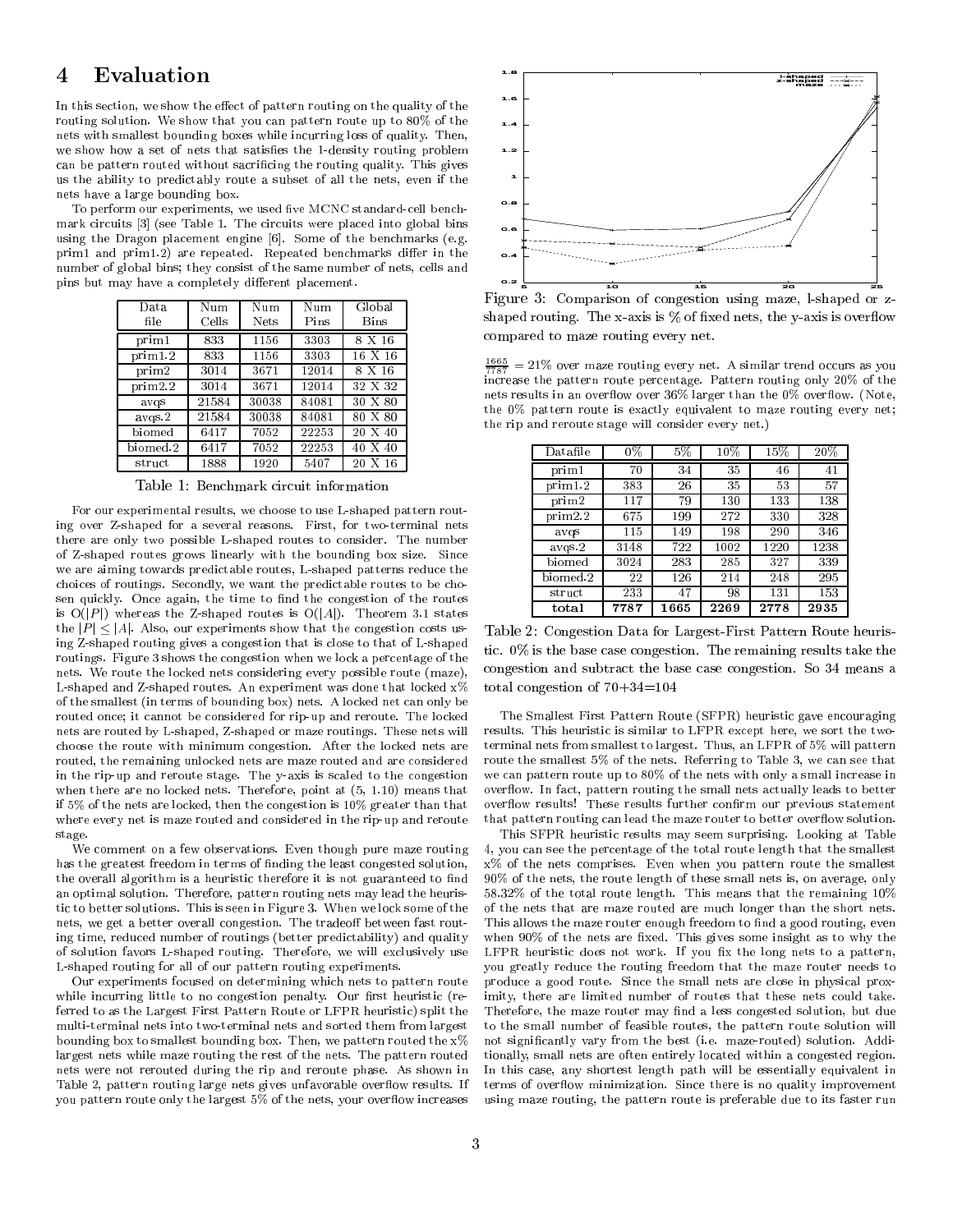# 4 Evaluation

In this section, we show the effect of pattern routing on the quality of the routing solution. We show that you can pattern route up to 80% of the nets with smallest bounding boxes while incurring loss of quality. Then, we show how a set of nets that satisfies the 1-density routing problem can be pattern routed without sacrificing the routing quality. This gives us the ability to predictably route a subset of all the nets, even if the nets have a large bounding box.

To perform our experiments, we used five MCNC standard-cell benchmark circuits [3] (see Table 1. The circuits were placed into global bins using the Dragon placement engine [6]. Some of the benchmarks (e.g. prim1 and prim1.2) are repeated. Repeated benchmarks differ in the number of global bins; they consist of the same number of nets, cells and pins but may have a completely different placement.

| Data file | Num Cells | Num Nets | Num Pins | Global Bins |
|---|---|---|---|---|
| prim1 | 833 | 1156 | 3303 | 8 X 16 |
| prim1.2 | 833 | 1156 | 3303 | 16 X 16 |
| prim2 | 3014 | 3671 | 12014 | 8 X 16 |
| prim2.2 | 3014 | 3671 | 12014 | 32 X 32 |
| avqs | 21584 | 30038 | 84081 | 30 X 80 |
| avqs.2 | 21584 | 30038 | 84081 | 80 X 80 |
| biomed | 6417 | 7052 | 22253 | 20 X 40 |
| biomed.2 | 6417 | 7052 | 22253 | 40 X 40 |
| struct | 1888 | 1920 | 5407 | 20 X 16 |

Table 1: Benchmark circuit information

For our experimental results, we choose to use L-shaped pattern routing over Z-shaped for a several reasons. First, for two-terminal nets there are only two possible L-shaped routes to consider. The number of Z-shaped routes grows linearly with the bounding box size. Since we are aiming towards predictable routes, L-shaped patterns reduce the choices of routings. Secondly, we want the predictable routes to be chosen quickly. Once again, the time to find the congestion of the routes is $O(|P|)$ whereas the Z-shaped routes is $O(|A|)$. Theorem 3.1 states the $|P| \leq |A|$. Also, our experiments show that the congestion costs using Z-shaped routing gives a congestion that is close to that of L-shaped routings. Figure 3 shows the congestion when we lock a percentage of the nets. We route the locked nets considering every possible route (maze), L-shaped and Z-shaped routes. An experiment was done that locked x% of the smallest (in terms of bounding box) nets. A locked net can only be routed once; it cannot be considered for rip-up and reroute. The locked nets are routed by L-shaped, Z-shaped or maze routings. These nets will choose the route with minimum congestion. After the locked nets are routed, the remaining unlocked nets are maze routed and are considered in the rip-up and reroute stage. The y-axis is scaled to the congestion when there are no locked nets. Therefore, point at (5, 1.10) means that if 5% of the nets are locked, then the congestion is 10% greater than that where every net is maze routed and considered in the rip-up and reroute stage.

We comment on a few observations. Even though pure maze routing has the greatest freedom in terms of finding the least congested solution, the overall algorithm is a heuristic therefore it is not guaranteed to find an optimal solution. Therefore, pattern routing nets may lead the heuristic to better solutions. This is seen in Figure 3. When we lock some of the nets, we get a better overall congestion. The tradeoff between fast routing time, reduced number of routings (better predictability) and quality of solution favors L-shaped routing. Therefore, we will exclusively use L-shaped routing for all of our pattern routing experiments.

Our experiments focused on determining which nets to pattern route while incurring little to no congestion penalty. Our first heuristic (referred to as the Largest First Pattern Route or LFPR heuristic) split the multi-terminal nets into two-terminal nets and sorted them from largest bounding box to smallest bounding box. Then, we pattern routed the x% largest nets while maze routing the rest of the nets. The pattern routed nets were not rerouted during the rip and reroute phase. As shown in Table 2, pattern routing large nets gives unfavorable overflow results. If you pattern route only the largest 5% of the nets, your overflow increases $\frac{1665}{7787} = 21\%$ over maze routing every net. A similar trend occurs as you increase the pattern route percentage. Pattern routing only 20% of the nets results in an overflow over 36% larger than the 0% overflow. (Note, the 0% pattern route is exactly equivalent to maze routing every net; the rip and reroute stage will consider every net.)

Figure 3: Comparison of congestion using maze, l-shaped or z-shaped routing. The x-axis is % of fixed nets, the y-axis is overflow compared to maze routing every net.

| Datafile | 0% | 5% | 10% | 15% | 20% |
|---|---|---|---|---|---|
| prim1 | 70 | 34 | 35 | 46 | 41 |
| prim1.2 | 383 | 26 | 35 | 53 | 57 |
| prim2 | 117 | 79 | 130 | 133 | 138 |
| prim2.2 | 675 | 199 | 272 | 330 | 328 |
| avqs | 115 | 149 | 198 | 290 | 346 |
| avqs.2 | 3148 | 722 | 1002 | 1220 | 1238 |
| biomed | 3024 | 283 | 285 | 327 | 339 |
| biomed.2 | 22 | 126 | 214 | 248 | 295 |
| struct | 233 | 47 | 98 | 131 | 153 |
| **total** | **7787** | **1665** | **2269** | **2778** | **2935** |

Table 2: Congestion Data for Largest-First Pattern Route heuristic. 0% is the base case congestion. The remaining results take the congestion and subtract the base case congestion. So 34 means a total congestion of 70+34=104

The Smallest First Pattern Route (SFPR) heuristic gave encouraging results. This heuristic is similar to LFPR except here, we sort the two-terminal nets from smallest to largest. Thus, an LFPR of 5% will pattern route the smallest 5% of the nets. Referring to Table 3, we can see that we can pattern route up to 80% of the nets with only a small increase in overflow. In fact, pattern routing the small nets actually leads to better overflow results! These results further confirm our previous statement that pattern routing can lead the maze router to better overflow solution.

This SFPR heuristic results may seem surprising. Looking at Table 4, you can see the percentage of the total route length that the smallest x% of the nets comprises. Even when you pattern route the smallest 90% of the nets, the route length of these small nets is, on average, only 58.32% of the total route length. This means that the remaining 10% of the nets that are maze routed are much longer than the short nets. This allows the maze router enough freedom to find a good routing, even when 90% of the nets are fixed. This gives some insight as to why the LFPR heuristic does not work. If you fix the long nets to a pattern, you greatly reduce the routing freedom that the maze router needs to produce a good route. Since the small nets are close in physical proximity, there are limited number of routes that these nets could take. Therefore, the maze router may find a less congested solution, but due to the small number of feasible routes, the pattern route solution will not significantly vary from the best (i.e. maze-routed) solution. Additionally, small nets are often entirely located within a congested region. In this case, any shortest length path will be essentially equivalent in terms of overflow minimization. Since there is no quality improvement using maze routing, the pattern route is preferable due to its faster run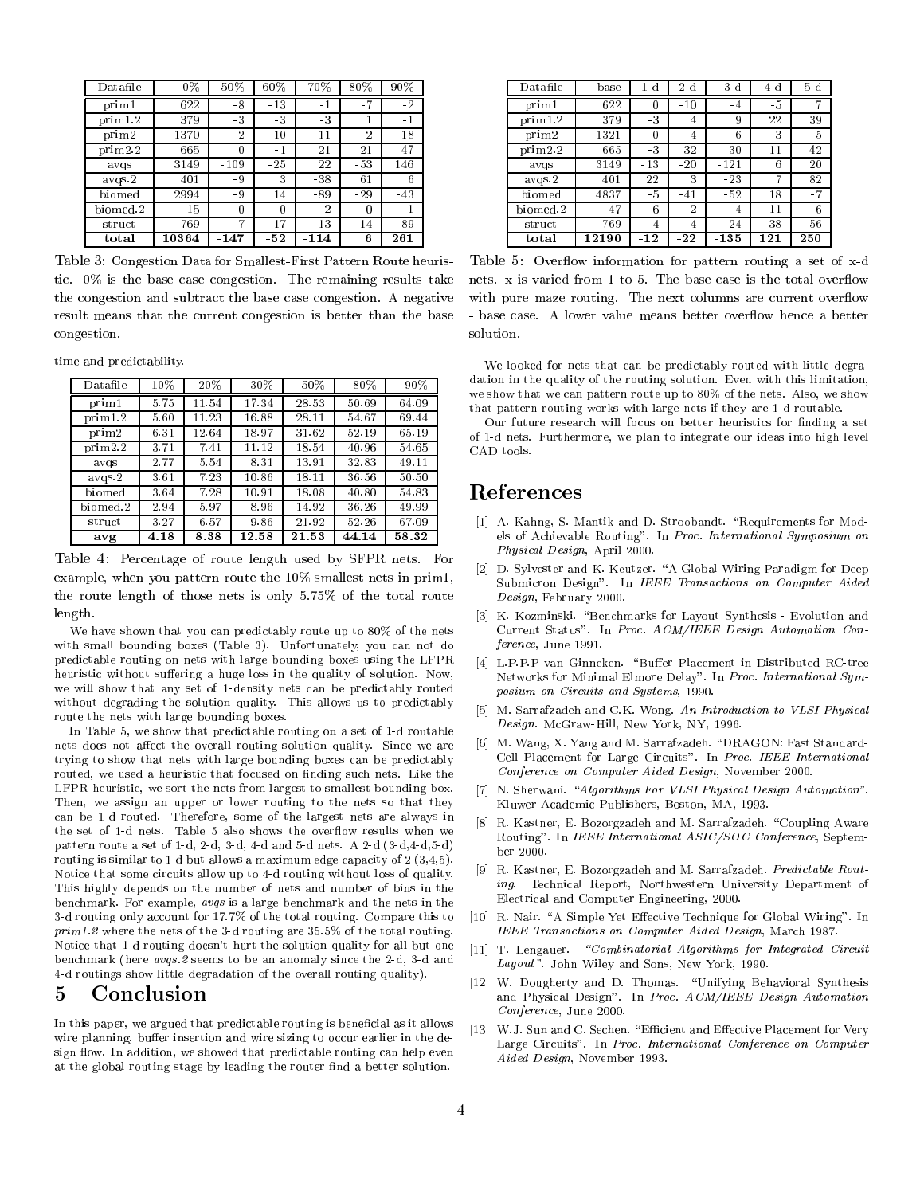| Datafile | 0% | 50% | 60% | 70% | 80% | 90% |
|---|---|---|---|---|---|---|
| prim1 | 622 | -8 | -13 | -1 | -7 | -2 |
| prim1.2 | 379 | -3 | -3 | -3 | 1 | -1 |
| prim2 | 1370 | -2 | -10 | -11 | -2 | 18 |
| prim2.2 | 665 | 0 | -1 | 21 | 21 | 47 |
| avqs | 3149 | -109 | -25 | 22 | -53 | 146 |
| avqs.2 | 401 | -9 | 3 | -38 | 61 | 6 |
| biomed | 2994 | -9 | 14 | -89 | -29 | -43 |
| biomed.2 | 15 | 0 | 0 | -2 | 0 | 1 |
| struct | 769 | -7 | -17 | -13 | 14 | 89 |
| **total** | **10364** | **-147** | **-52** | **-114** | **6** | **261** |

Table 3: Congestion Data for Smallest-First Pattern Route heuristic. 0% is the base case congestion. The remaining results take the congestion and subtract the base case congestion. A negative result means that the current congestion is better than the base congestion.

time and predictability.

| Datafile | 10% | 20% | 30% | 50% | 80% | 90% |
|---|---|---|---|---|---|---|
| prim1 | 5.75 | 11.54 | 17.34 | 28.53 | 50.69 | 64.09 |
| prim1.2 | 5.60 | 11.23 | 16.88 | 28.11 | 54.67 | 69.44 |
| prim2 | 6.31 | 12.64 | 18.97 | 31.62 | 52.19 | 65.19 |
| prim2.2 | 3.71 | 7.41 | 11.12 | 18.54 | 40.96 | 54.65 |
| avqs | 2.77 | 5.54 | 8.31 | 13.91 | 32.83 | 49.11 |
| avqs.2 | 3.61 | 7.23 | 10.86 | 18.11 | 36.56 | 50.50 |
| biomed | 3.64 | 7.28 | 10.91 | 18.08 | 40.80 | 54.83 |
| biomed.2 | 2.94 | 5.97 | 8.96 | 14.92 | 36.26 | 49.99 |
| struct | 3.27 | 6.57 | 9.86 | 21.92 | 52.26 | 67.09 |
| **avg** | **4.18** | **8.38** | **12.58** | **21.53** | **44.14** | **58.32** |

Table 4: Percentage of route length used by SFPR nets. For example, when you pattern route the 10% smallest nets in prim1, the route length of those nets is only 5.75% of the total route length.

We have shown that you can predictably route up to 80% of the nets with small bounding boxes (Table 3). Unfortunately, you can not do predictable routing on nets with large bounding boxes using the LFPR heuristic without suffering a huge loss in the quality of solution. Now, we will show that any set of 1-density nets can be predictably routed without degrading the solution quality. This allows us to predictably route the nets with large bounding boxes.

In Table 5, we show that predictable routing on a set of 1-d routable nets does not affect the overall routing solution quality. Since we are trying to show that nets with large bounding boxes can be predictably routed, we used a heuristic that focused on finding such nets. Like the LFPR heuristic, we sort the nets from largest to smallest bounding box. Then, we assign an upper or lower routing to the nets so that they can be 1-d routed. Therefore, some of the largest nets are always in the set of 1-d nets. Table 5 also shows the overflow results when we pattern route a set of 1-d, 2-d, 3-d, 4-d and 5-d nets. A 2-d (3-d,4-d,5-d) routing is similar to 1-d but allows a maximum edge capacity of 2 (3,4,5). Notice that some circuits allow up to 4-d routing without loss of quality. This highly depends on the number of nets and number of bins in the benchmark. For example, *avqs* is a large benchmark and the nets in the 3-d routing only account for 17.7% of the total routing. Compare this to *prim1.2* where the nets of the 3-d routing are 35.5% of the total routing. Notice that 1-d routing doesn't hurt the solution quality for all but one benchmark (here *avqs.2* seems to be an anomaly since the 2-d, 3-d and 4-d routings show little degradation of the overall routing quality).

| Datafile | base | 1-d | 2-d | 3-d | 4-d | 5-d |
|---|---|---|---|---|---|---|
| prim1 | 622 | 0 | -10 | -4 | -5 | 7 |
| prim1.2 | 379 | -3 | 4 | 9 | 22 | 39 |
| prim2 | 1321 | 0 | 4 | 6 | 3 | 5 |
| prim2.2 | 665 | -3 | 32 | 30 | 11 | 42 |
| avqs | 3149 | -13 | -20 | -121 | 6 | 20 |
| avqs.2 | 401 | 22 | 3 | -23 | 7 | 82 |
| biomed | 4837 | -5 | -41 | -52 | 18 | -7 |
| biomed.2 | 47 | -6 | 2 | -4 | 11 | 6 |
| struct | 769 | -4 | 4 | 24 | 38 | 56 |
| **total** | **12190** | **-12** | **-22** | **-135** | **121** | **250** |

Table 5: Overflow information for pattern routing a set of x-d nets. x is varied from 1 to 5. The base case is the total overflow with pure maze routing. The next columns are current overflow - base case. A lower value means better overflow hence a better solution.

## 5 Conclusion

In this paper, we argued that predictable routing is beneficial as it allows wire planning, buffer insertion and wire sizing to occur earlier in the design flow. In addition, we showed that predictable routing can help even at the global routing stage by leading the router find a better solution.

We looked for nets that can be predictably routed with little degradation in the quality of the routing solution. Even with this limitation, we show that we can pattern route up to 80% of the nets. Also, we show that pattern routing works with large nets if they are 1-d routable.

Our future research will focus on better heuristics for finding a set of 1-d nets. Furthermore, we plan to integrate our ideas into high level CAD tools.

# References

[1] A. Kahng, S. Mantik and D. Stroobandt. "Requirements for Models of Achievable Routing". In *Proc. International Symposium on Physical Design*, April 2000.

[2] D. Sylvester and K. Keutzer. "A Global Wiring Paradigm for Deep Submicron Design". In *IEEE Transactions on Computer Aided Design*, February 2000.

[3] K. Kozminski. "Benchmarks for Layout Synthesis - Evolution and Current Status". In *Proc. ACM/IEEE Design Automation Conference*, June 1991.

[4] L.P.P.P van Ginneken. "Buffer Placement in Distributed RC-tree Networks for Minimal Elmore Delay". In *Proc. International Symposium on Circuits and Systems*, 1990.

[5] M. Sarrafzadeh and C.K. Wong. *An Introduction to VLSI Physical Design*. McGraw-Hill, New York, NY, 1996.

[6] M. Wang, X. Yang and M. Sarrafzadeh. "DRAGON: Fast Standard-Cell Placement for Large Circuits". In *Proc. IEEE International Conference on Computer Aided Design*, November 2000.

[7] N. Sherwani. *"Algorithms For VLSI Physical Design Automation"*. Kluwer Academic Publishers, Boston, MA, 1993.

[8] R. Kastner, E. Bozorgzadeh and M. Sarrafzadeh. "Coupling Aware Routing". In *IEEE International ASIC/SOC Conference*, September 2000.

[9] R. Kastner, E. Bozorgzadeh and M. Sarrafzadeh. *Predictable Routing*. Technical Report, Northwestern University Department of Electrical and Computer Engineering, 2000.

[10] R. Nair. "A Simple Yet Effective Technique for Global Wiring". In *IEEE Transactions on Computer Aided Design*, March 1987.

[11] T. Lengauer. *"Combinatorial Algorithms for Integrated Circuit Layout"*. John Wiley and Sons, New York, 1990.

[12] W. Dougherty and D. Thomas. "Unifying Behavioral Synthesis and Physical Design". In *Proc. ACM/IEEE Design Automation Conference*, June 2000.

[13] W.J. Sun and C. Sechen. "Efficient and Effective Placement for Very Large Circuits". In *Proc. International Conference on Computer Aided Design*, November 1993.